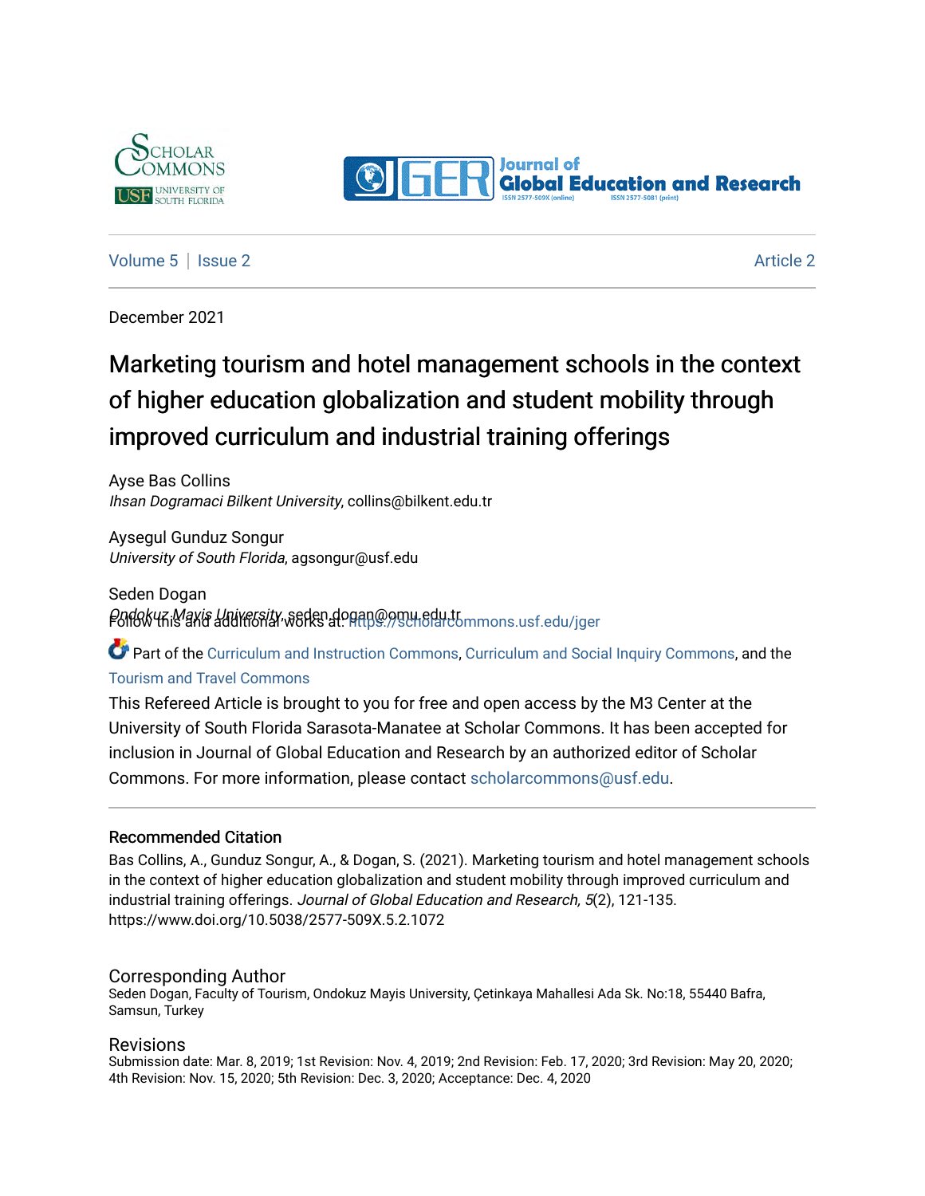Volume 5 | Issue 2 | Article 2

December 2021

# Marketing tourism and hotel management schools in the context of higher education globalization and student mobility through improved curriculum and industrial training offerings

Ayse Bas Collins
*Ihsan Dogramaci Bilkent University*, collins@bilkent.edu.tr

Aysegul Gunduz Songur
*University of South Florida*, agsongur@usf.edu

Seden Dogan
*Ondokuz Mayis University*, seden.dogan@omu.edu.tr

Follow this and additional works at: https://scholarcommons.usf.edu/jger

Part of the Curriculum and Instruction Commons, Curriculum and Social Inquiry Commons, and the Tourism and Travel Commons

This Refereed Article is brought to you for free and open access by the M3 Center at the University of South Florida Sarasota-Manatee at Scholar Commons. It has been accepted for inclusion in Journal of Global Education and Research by an authorized editor of Scholar Commons. For more information, please contact scholarcommons@usf.edu.

## Recommended Citation

Bas Collins, A., Gunduz Songur, A., & Dogan, S. (2021). Marketing tourism and hotel management schools in the context of higher education globalization and student mobility through improved curriculum and industrial training offerings. *Journal of Global Education and Research, 5*(2), 121-135. https://www.doi.org/10.5038/2577-509X.5.2.1072

## Corresponding Author

Seden Dogan, Faculty of Tourism, Ondokuz Mayis University, Çetinkaya Mahallesi Ada Sk. No:18, 55440 Bafra, Samsun, Turkey

## Revisions

Submission date: Mar. 8, 2019; 1st Revision: Nov. 4, 2019; 2nd Revision: Feb. 17, 2020; 3rd Revision: May 20, 2020; 4th Revision: Nov. 15, 2020; 5th Revision: Dec. 3, 2020; Acceptance: Dec. 4, 2020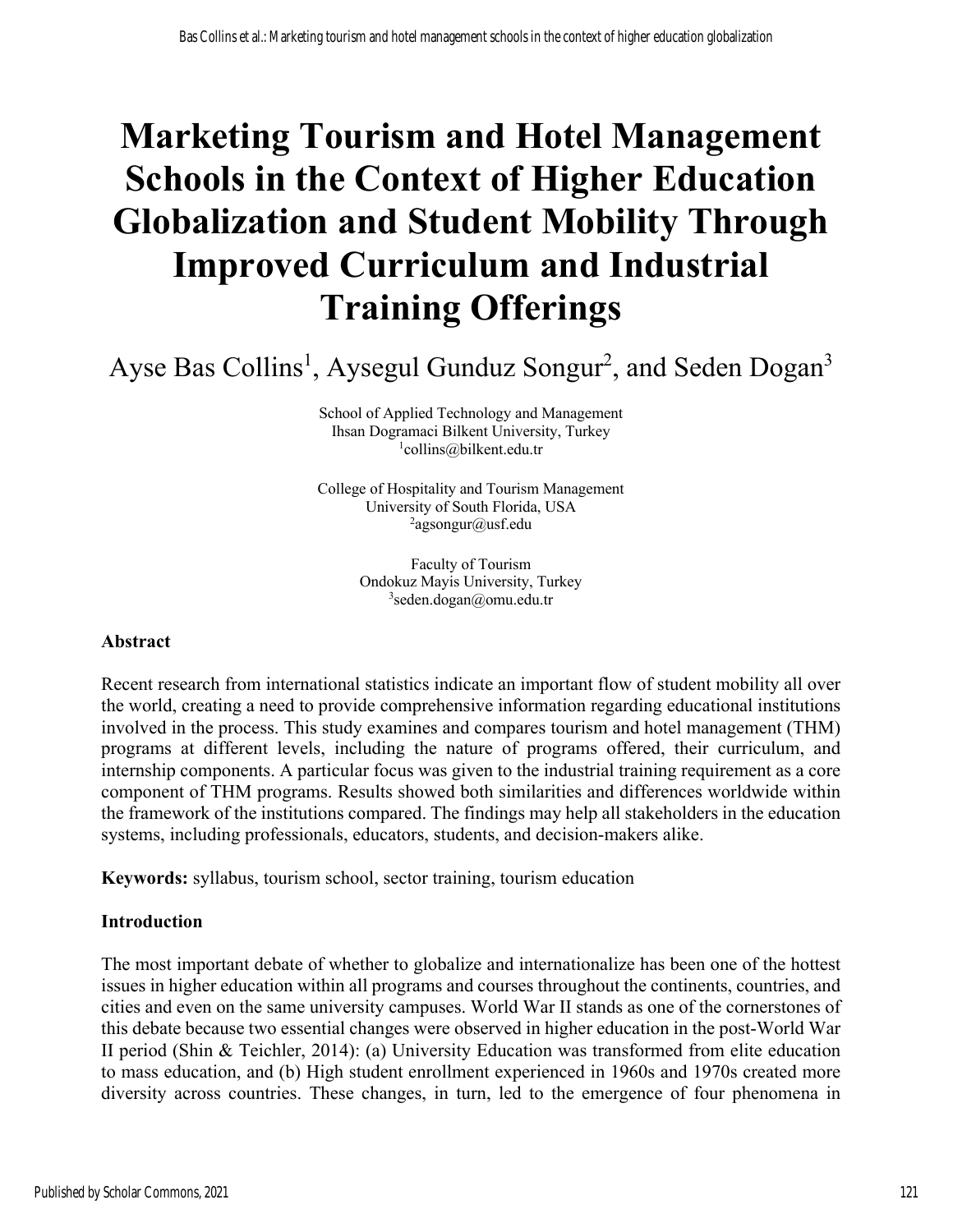# Marketing Tourism and Hotel Management Schools in the Context of Higher Education Globalization and Student Mobility Through Improved Curriculum and Industrial Training Offerings

Ayse Bas Collins[1], Aysegul Gunduz Songur[2], and Seden Dogan[3]

School of Applied Technology and Management
Ihsan Dogramaci Bilkent University, Turkey
[1]collins@bilkent.edu.tr

College of Hospitality and Tourism Management
University of South Florida, USA
[2]agsongur@usf.edu

Faculty of Tourism
Ondokuz Mayis University, Turkey
[3]seden.dogan@omu.edu.tr

## Abstract

Recent research from international statistics indicate an important flow of student mobility all over the world, creating a need to provide comprehensive information regarding educational institutions involved in the process. This study examines and compares tourism and hotel management (THM) programs at different levels, including the nature of programs offered, their curriculum, and internship components. A particular focus was given to the industrial training requirement as a core component of THM programs. Results showed both similarities and differences worldwide within the framework of the institutions compared. The findings may help all stakeholders in the education systems, including professionals, educators, students, and decision-makers alike.

**Keywords:** syllabus, tourism school, sector training, tourism education

## Introduction

The most important debate of whether to globalize and internationalize has been one of the hottest issues in higher education within all programs and courses throughout the continents, countries, and cities and even on the same university campuses. World War II stands as one of the cornerstones of this debate because two essential changes were observed in higher education in the post-World War II period (Shin & Teichler, 2014): (a) University Education was transformed from elite education to mass education, and (b) High student enrollment experienced in 1960s and 1970s created more diversity across countries. These changes, in turn, led to the emergence of four phenomena in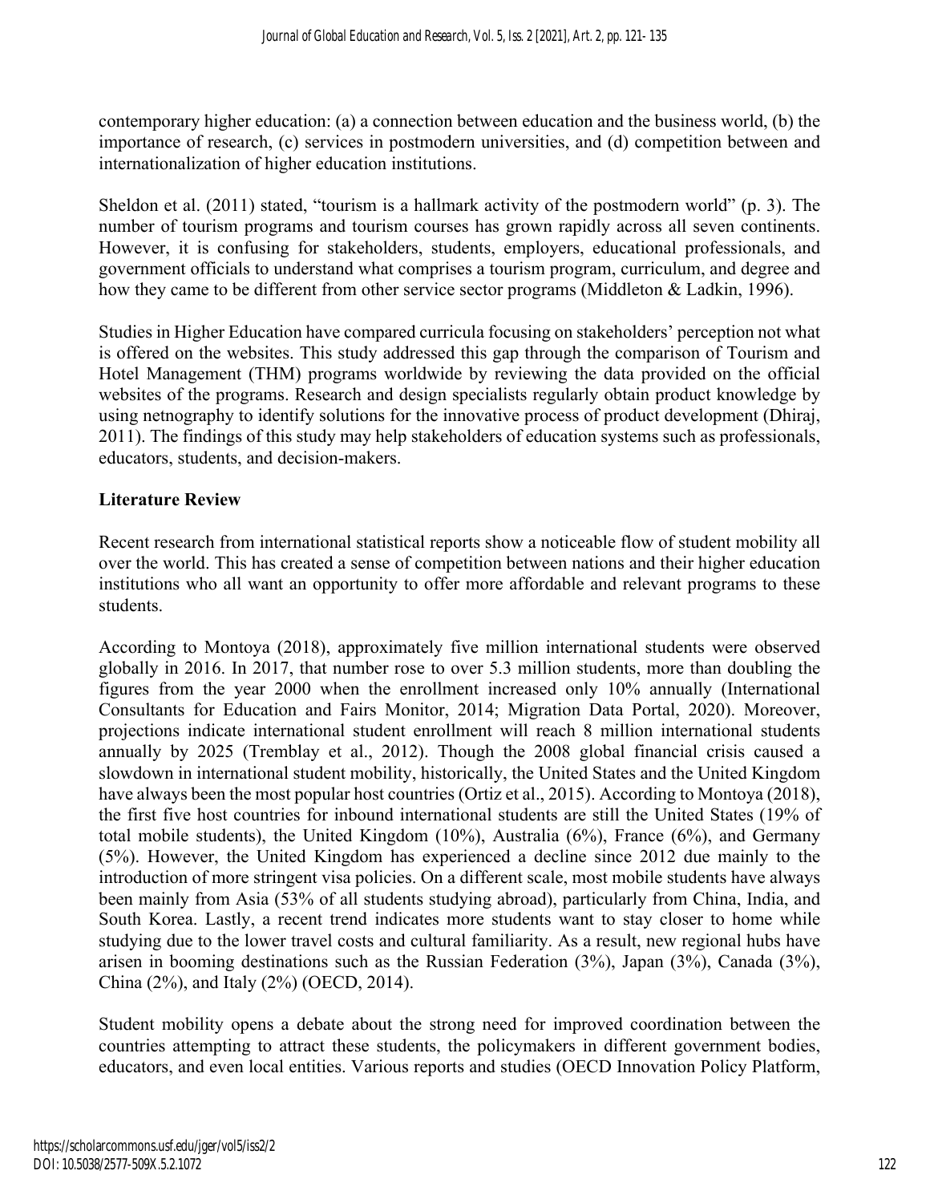contemporary higher education: (a) a connection between education and the business world, (b) the importance of research, (c) services in postmodern universities, and (d) competition between and internationalization of higher education institutions.

Sheldon et al. (2011) stated, "tourism is a hallmark activity of the postmodern world" (p. 3). The number of tourism programs and tourism courses has grown rapidly across all seven continents. However, it is confusing for stakeholders, students, employers, educational professionals, and government officials to understand what comprises a tourism program, curriculum, and degree and how they came to be different from other service sector programs (Middleton & Ladkin, 1996).

Studies in Higher Education have compared curricula focusing on stakeholders' perception not what is offered on the websites. This study addressed this gap through the comparison of Tourism and Hotel Management (THM) programs worldwide by reviewing the data provided on the official websites of the programs. Research and design specialists regularly obtain product knowledge by using netnography to identify solutions for the innovative process of product development (Dhiraj, 2011). The findings of this study may help stakeholders of education systems such as professionals, educators, students, and decision-makers.

## Literature Review

Recent research from international statistical reports show a noticeable flow of student mobility all over the world. This has created a sense of competition between nations and their higher education institutions who all want an opportunity to offer more affordable and relevant programs to these students.

According to Montoya (2018), approximately five million international students were observed globally in 2016. In 2017, that number rose to over 5.3 million students, more than doubling the figures from the year 2000 when the enrollment increased only 10% annually (International Consultants for Education and Fairs Monitor, 2014; Migration Data Portal, 2020). Moreover, projections indicate international student enrollment will reach 8 million international students annually by 2025 (Tremblay et al., 2012). Though the 2008 global financial crisis caused a slowdown in international student mobility, historically, the United States and the United Kingdom have always been the most popular host countries (Ortiz et al., 2015). According to Montoya (2018), the first five host countries for inbound international students are still the United States (19% of total mobile students), the United Kingdom (10%), Australia (6%), France (6%), and Germany (5%). However, the United Kingdom has experienced a decline since 2012 due mainly to the introduction of more stringent visa policies. On a different scale, most mobile students have always been mainly from Asia (53% of all students studying abroad), particularly from China, India, and South Korea. Lastly, a recent trend indicates more students want to stay closer to home while studying due to the lower travel costs and cultural familiarity. As a result, new regional hubs have arisen in booming destinations such as the Russian Federation (3%), Japan (3%), Canada (3%), China (2%), and Italy (2%) (OECD, 2014).

Student mobility opens a debate about the strong need for improved coordination between the countries attempting to attract these students, the policymakers in different government bodies, educators, and even local entities. Various reports and studies (OECD Innovation Policy Platform,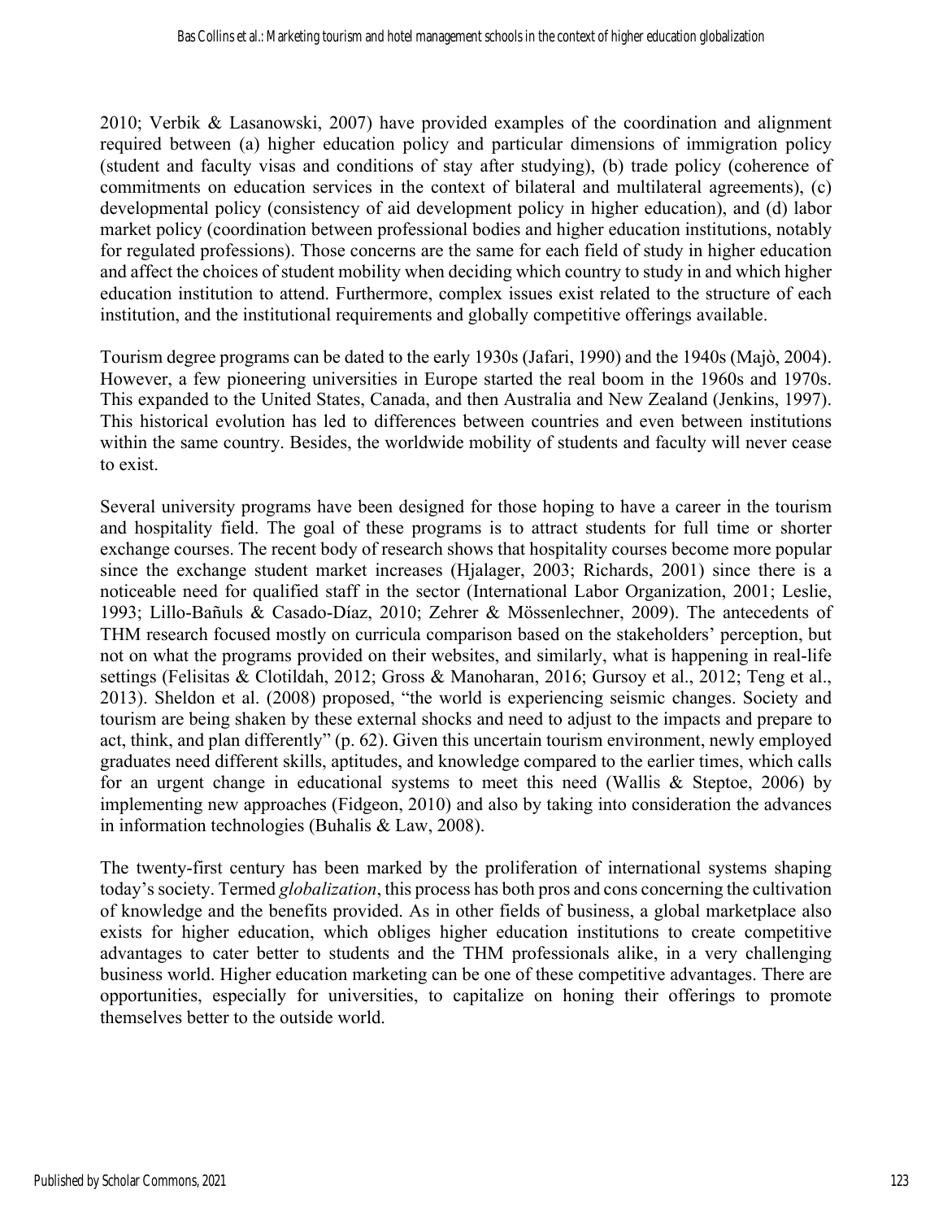2010; Verbik & Lasanowski, 2007) have provided examples of the coordination and alignment required between (a) higher education policy and particular dimensions of immigration policy (student and faculty visas and conditions of stay after studying), (b) trade policy (coherence of commitments on education services in the context of bilateral and multilateral agreements), (c) developmental policy (consistency of aid development policy in higher education), and (d) labor market policy (coordination between professional bodies and higher education institutions, notably for regulated professions). Those concerns are the same for each field of study in higher education and affect the choices of student mobility when deciding which country to study in and which higher education institution to attend. Furthermore, complex issues exist related to the structure of each institution, and the institutional requirements and globally competitive offerings available.

Tourism degree programs can be dated to the early 1930s (Jafari, 1990) and the 1940s (Majò, 2004). However, a few pioneering universities in Europe started the real boom in the 1960s and 1970s. This expanded to the United States, Canada, and then Australia and New Zealand (Jenkins, 1997). This historical evolution has led to differences between countries and even between institutions within the same country. Besides, the worldwide mobility of students and faculty will never cease to exist.

Several university programs have been designed for those hoping to have a career in the tourism and hospitality field. The goal of these programs is to attract students for full time or shorter exchange courses. The recent body of research shows that hospitality courses become more popular since the exchange student market increases (Hjalager, 2003; Richards, 2001) since there is a noticeable need for qualified staff in the sector (International Labor Organization, 2001; Leslie, 1993; Lillo-Bañuls & Casado-Díaz, 2010; Zehrer & Mössenlechner, 2009). The antecedents of THM research focused mostly on curricula comparison based on the stakeholders' perception, but not on what the programs provided on their websites, and similarly, what is happening in real-life settings (Felisitas & Clotildah, 2012; Gross & Manoharan, 2016; Gursoy et al., 2012; Teng et al., 2013). Sheldon et al. (2008) proposed, "the world is experiencing seismic changes. Society and tourism are being shaken by these external shocks and need to adjust to the impacts and prepare to act, think, and plan differently" (p. 62). Given this uncertain tourism environment, newly employed graduates need different skills, aptitudes, and knowledge compared to the earlier times, which calls for an urgent change in educational systems to meet this need (Wallis & Steptoe, 2006) by implementing new approaches (Fidgeon, 2010) and also by taking into consideration the advances in information technologies (Buhalis & Law, 2008).

The twenty-first century has been marked by the proliferation of international systems shaping today's society. Termed *globalization*, this process has both pros and cons concerning the cultivation of knowledge and the benefits provided. As in other fields of business, a global marketplace also exists for higher education, which obliges higher education institutions to create competitive advantages to cater better to students and the THM professionals alike, in a very challenging business world. Higher education marketing can be one of these competitive advantages. There are opportunities, especially for universities, to capitalize on honing their offerings to promote themselves better to the outside world.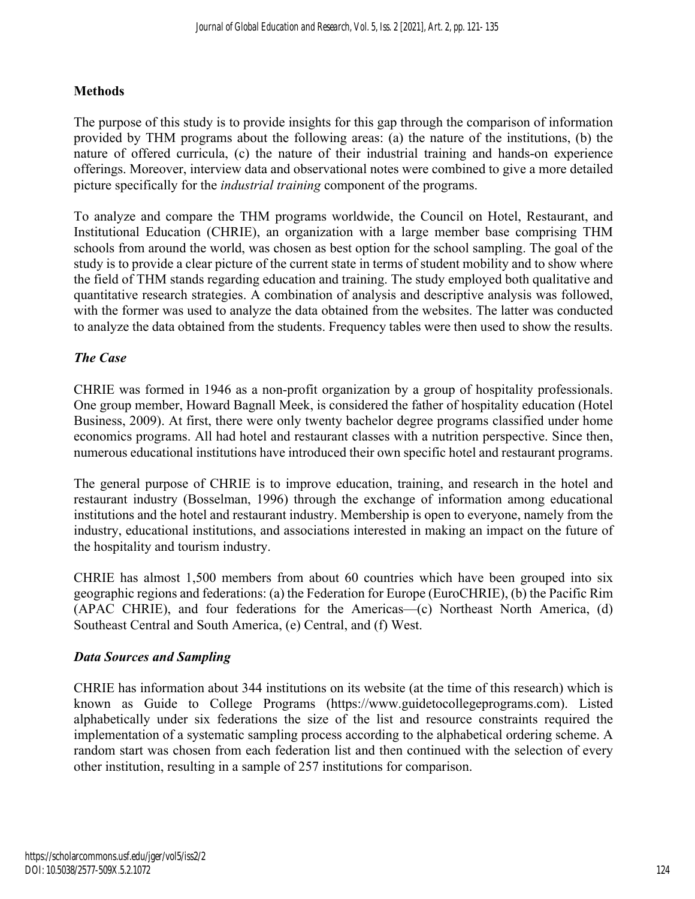## Methods

The purpose of this study is to provide insights for this gap through the comparison of information provided by THM programs about the following areas: (a) the nature of the institutions, (b) the nature of offered curricula, (c) the nature of their industrial training and hands-on experience offerings. Moreover, interview data and observational notes were combined to give a more detailed picture specifically for the *industrial training* component of the programs.

To analyze and compare the THM programs worldwide, the Council on Hotel, Restaurant, and Institutional Education (CHRIE), an organization with a large member base comprising THM schools from around the world, was chosen as best option for the school sampling. The goal of the study is to provide a clear picture of the current state in terms of student mobility and to show where the field of THM stands regarding education and training. The study employed both qualitative and quantitative research strategies. A combination of analysis and descriptive analysis was followed, with the former was used to analyze the data obtained from the websites. The latter was conducted to analyze the data obtained from the students. Frequency tables were then used to show the results.

### *The Case*

CHRIE was formed in 1946 as a non-profit organization by a group of hospitality professionals. One group member, Howard Bagnall Meek, is considered the father of hospitality education (Hotel Business, 2009). At first, there were only twenty bachelor degree programs classified under home economics programs. All had hotel and restaurant classes with a nutrition perspective. Since then, numerous educational institutions have introduced their own specific hotel and restaurant programs.

The general purpose of CHRIE is to improve education, training, and research in the hotel and restaurant industry (Bosselman, 1996) through the exchange of information among educational institutions and the hotel and restaurant industry. Membership is open to everyone, namely from the industry, educational institutions, and associations interested in making an impact on the future of the hospitality and tourism industry.

CHRIE has almost 1,500 members from about 60 countries which have been grouped into six geographic regions and federations: (a) the Federation for Europe (EuroCHRIE), (b) the Pacific Rim (APAC CHRIE), and four federations for the Americas—(c) Northeast North America, (d) Southeast Central and South America, (e) Central, and (f) West.

### *Data Sources and Sampling*

CHRIE has information about 344 institutions on its website (at the time of this research) which is known as Guide to College Programs (https://www.guidetocollegeprograms.com). Listed alphabetically under six federations the size of the list and resource constraints required the implementation of a systematic sampling process according to the alphabetical ordering scheme. A random start was chosen from each federation list and then continued with the selection of every other institution, resulting in a sample of 257 institutions for comparison.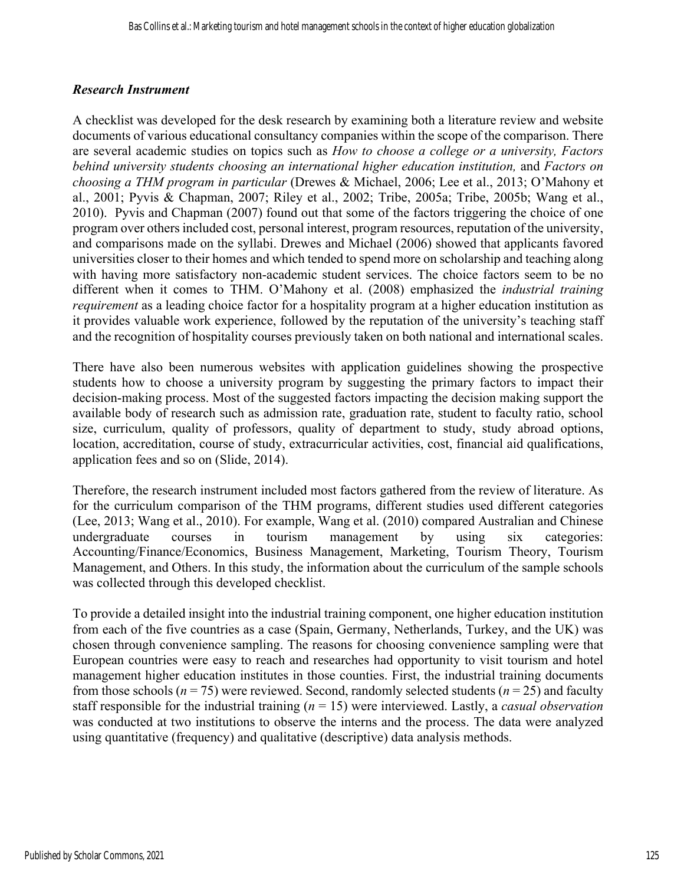### *Research Instrument*

A checklist was developed for the desk research by examining both a literature review and website documents of various educational consultancy companies within the scope of the comparison. There are several academic studies on topics such as *How to choose a college or a university, Factors behind university students choosing an international higher education institution,* and *Factors on choosing a THM program in particular* (Drewes & Michael, 2006; Lee et al., 2013; O'Mahony et al., 2001; Pyvis & Chapman, 2007; Riley et al., 2002; Tribe, 2005a; Tribe, 2005b; Wang et al., 2010). Pyvis and Chapman (2007) found out that some of the factors triggering the choice of one program over others included cost, personal interest, program resources, reputation of the university, and comparisons made on the syllabi. Drewes and Michael (2006) showed that applicants favored universities closer to their homes and which tended to spend more on scholarship and teaching along with having more satisfactory non-academic student services. The choice factors seem to be no different when it comes to THM. O'Mahony et al. (2008) emphasized the *industrial training requirement* as a leading choice factor for a hospitality program at a higher education institution as it provides valuable work experience, followed by the reputation of the university's teaching staff and the recognition of hospitality courses previously taken on both national and international scales.

There have also been numerous websites with application guidelines showing the prospective students how to choose a university program by suggesting the primary factors to impact their decision-making process. Most of the suggested factors impacting the decision making support the available body of research such as admission rate, graduation rate, student to faculty ratio, school size, curriculum, quality of professors, quality of department to study, study abroad options, location, accreditation, course of study, extracurricular activities, cost, financial aid qualifications, application fees and so on (Slide, 2014).

Therefore, the research instrument included most factors gathered from the review of literature. As for the curriculum comparison of the THM programs, different studies used different categories (Lee, 2013; Wang et al., 2010). For example, Wang et al. (2010) compared Australian and Chinese undergraduate courses in tourism management by using six categories: Accounting/Finance/Economics, Business Management, Marketing, Tourism Theory, Tourism Management, and Others. In this study, the information about the curriculum of the sample schools was collected through this developed checklist.

To provide a detailed insight into the industrial training component, one higher education institution from each of the five countries as a case (Spain, Germany, Netherlands, Turkey, and the UK) was chosen through convenience sampling. The reasons for choosing convenience sampling were that European countries were easy to reach and researches had opportunity to visit tourism and hotel management higher education institutes in those counties. First, the industrial training documents from those schools ($n = 75$) were reviewed. Second, randomly selected students ($n = 25$) and faculty staff responsible for the industrial training ($n = 15$) were interviewed. Lastly, a *casual observation* was conducted at two institutions to observe the interns and the process. The data were analyzed using quantitative (frequency) and qualitative (descriptive) data analysis methods.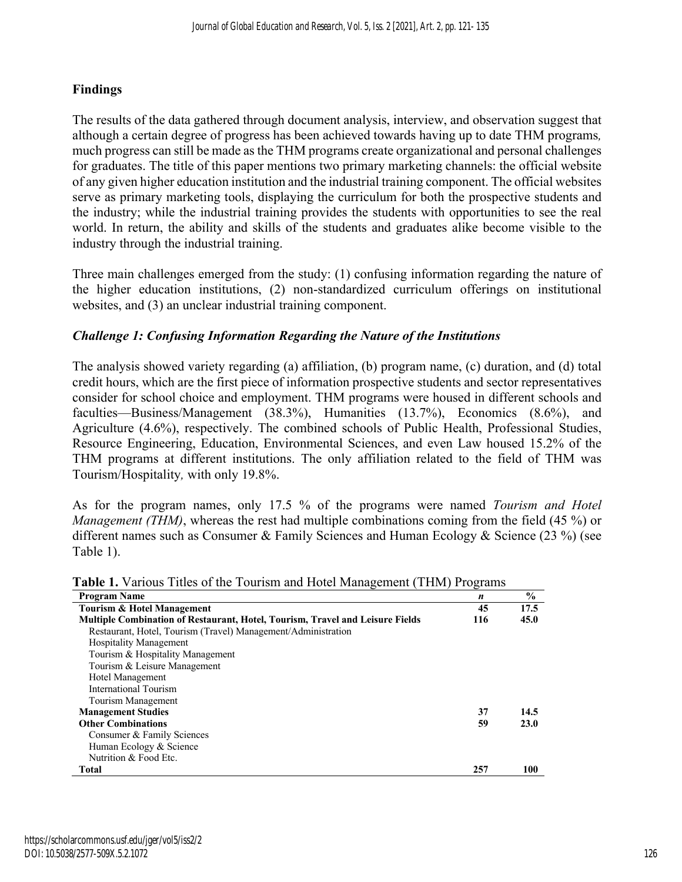## Findings

The results of the data gathered through document analysis, interview, and observation suggest that although a certain degree of progress has been achieved towards having up to date THM programs*,* much progress can still be made as the THM programs create organizational and personal challenges for graduates. The title of this paper mentions two primary marketing channels: the official website of any given higher education institution and the industrial training component. The official websites serve as primary marketing tools, displaying the curriculum for both the prospective students and the industry; while the industrial training provides the students with opportunities to see the real world. In return, the ability and skills of the students and graduates alike become visible to the industry through the industrial training.

Three main challenges emerged from the study: (1) confusing information regarding the nature of the higher education institutions, (2) non-standardized curriculum offerings on institutional websites, and (3) an unclear industrial training component.

### *Challenge 1: Confusing Information Regarding the Nature of the Institutions*

The analysis showed variety regarding (a) affiliation, (b) program name, (c) duration, and (d) total credit hours, which are the first piece of information prospective students and sector representatives consider for school choice and employment. THM programs were housed in different schools and faculties—Business/Management (38.3%), Humanities (13.7%), Economics (8.6%), and Agriculture (4.6%), respectively. The combined schools of Public Health, Professional Studies, Resource Engineering, Education, Environmental Sciences, and even Law housed 15.2% of the THM programs at different institutions. The only affiliation related to the field of THM was Tourism/Hospitality*,* with only 19.8%.

As for the program names, only 17.5 % of the programs were named *Tourism and Hotel Management (THM)*, whereas the rest had multiple combinations coming from the field (45 %) or different names such as Consumer & Family Sciences and Human Ecology & Science (23 %) (see Table 1).

**Table 1.** Various Titles of the Tourism and Hotel Management (THM) Programs

| Program Name | *n* | % |
|---|---|---|
| **Tourism & Hotel Management** | **45** | **17.5** |
| **Multiple Combination of Restaurant, Hotel, Tourism, Travel and Leisure Fields** | **116** | **45.0** |
| Restaurant, Hotel, Tourism (Travel) Management/Administration | | |
| Hospitality Management | | |
| Tourism & Hospitality Management | | |
| Tourism & Leisure Management | | |
| Hotel Management | | |
| International Tourism | | |
| Tourism Management | | |
| **Management Studies** | **37** | **14.5** |
| **Other Combinations** | **59** | **23.0** |
| Consumer & Family Sciences | | |
| Human Ecology & Science | | |
| Nutrition & Food Etc. | | |
| **Total** | **257** | **100** |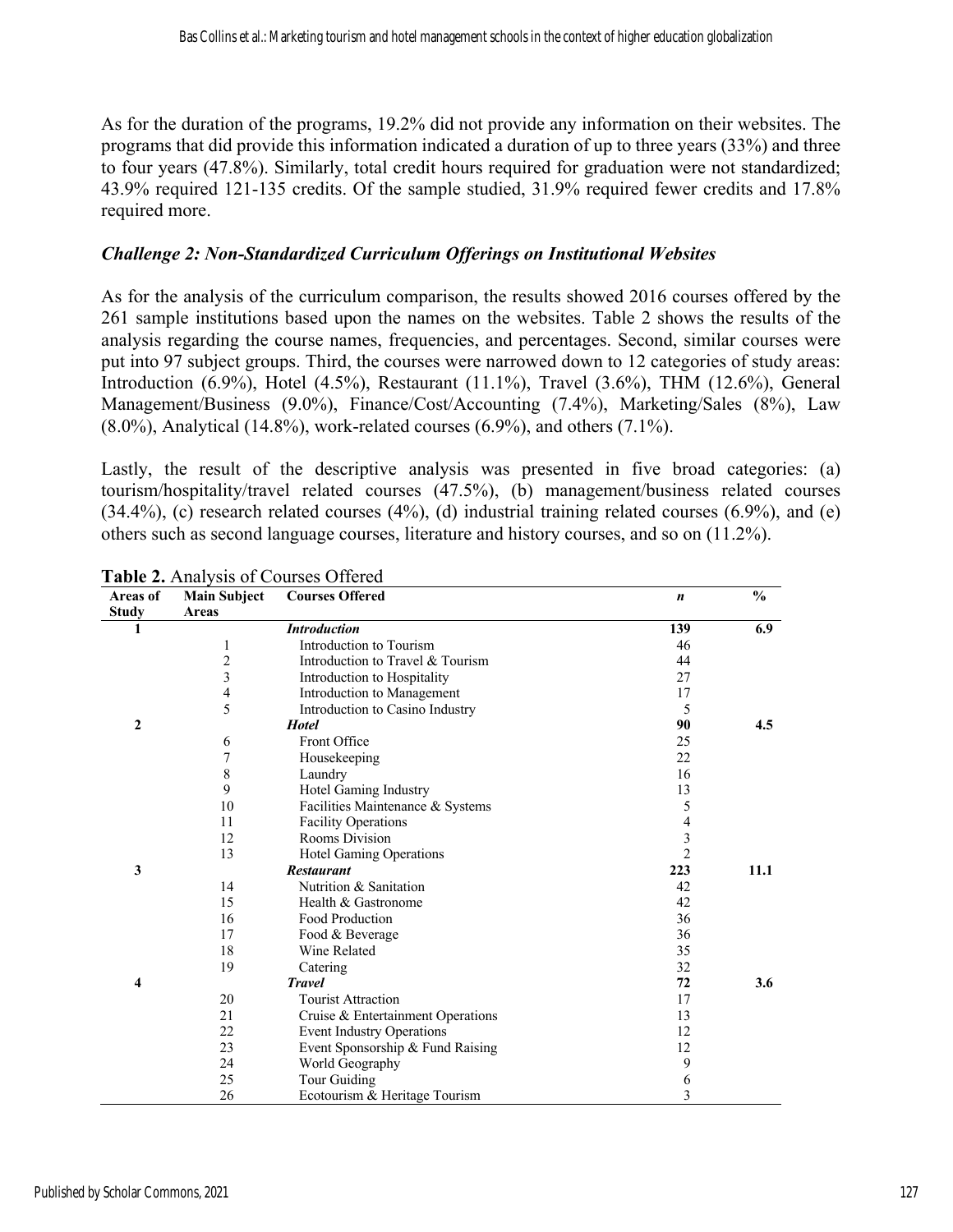As for the duration of the programs, 19.2% did not provide any information on their websites. The programs that did provide this information indicated a duration of up to three years (33%) and three to four years (47.8%). Similarly, total credit hours required for graduation were not standardized; 43.9% required 121-135 credits. Of the sample studied, 31.9% required fewer credits and 17.8% required more.

### *Challenge 2: Non-Standardized Curriculum Offerings on Institutional Websites*

As for the analysis of the curriculum comparison, the results showed 2016 courses offered by the 261 sample institutions based upon the names on the websites. Table 2 shows the results of the analysis regarding the course names, frequencies, and percentages. Second, similar courses were put into 97 subject groups. Third, the courses were narrowed down to 12 categories of study areas: Introduction (6.9%), Hotel (4.5%), Restaurant (11.1%), Travel (3.6%), THM (12.6%), General Management/Business (9.0%), Finance/Cost/Accounting (7.4%), Marketing/Sales (8%), Law (8.0%), Analytical (14.8%), work-related courses (6.9%), and others (7.1%).

Lastly, the result of the descriptive analysis was presented in five broad categories: (a) tourism/hospitality/travel related courses (47.5%), (b) management/business related courses (34.4%), (c) research related courses (4%), (d) industrial training related courses (6.9%), and (e) others such as second language courses, literature and history courses, and so on (11.2%).

**Table 2.** Analysis of Courses Offered

| Areas of Study | Main Subject Areas | Courses Offered | *n* | % |
|---|---|---|---|---|
| **1** | | ***Introduction*** | **139** | **6.9** |
| | 1 | Introduction to Tourism | 46 | |
| | 2 | Introduction to Travel & Tourism | 44 | |
| | 3 | Introduction to Hospitality | 27 | |
| | 4 | Introduction to Management | 17 | |
| | 5 | Introduction to Casino Industry | 5 | |
| **2** | | ***Hotel*** | **90** | **4.5** |
| | 6 | Front Office | 25 | |
| | 7 | Housekeeping | 22 | |
| | 8 | Laundry | 16 | |
| | 9 | Hotel Gaming Industry | 13 | |
| | 10 | Facilities Maintenance & Systems | 5 | |
| | 11 | Facility Operations | 4 | |
| | 12 | Rooms Division | 3 | |
| | 13 | Hotel Gaming Operations | 2 | |
| **3** | | ***Restaurant*** | **223** | **11.1** |
| | 14 | Nutrition & Sanitation | 42 | |
| | 15 | Health & Gastronome | 42 | |
| | 16 | Food Production | 36 | |
| | 17 | Food & Beverage | 36 | |
| | 18 | Wine Related | 35 | |
| | 19 | Catering | 32 | |
| **4** | | ***Travel*** | **72** | **3.6** |
| | 20 | Tourist Attraction | 17 | |
| | 21 | Cruise & Entertainment Operations | 13 | |
| | 22 | Event Industry Operations | 12 | |
| | 23 | Event Sponsorship & Fund Raising | 12 | |
| | 24 | World Geography | 9 | |
| | 25 | Tour Guiding | 6 | |
| | 26 | Ecotourism & Heritage Tourism | 3 | |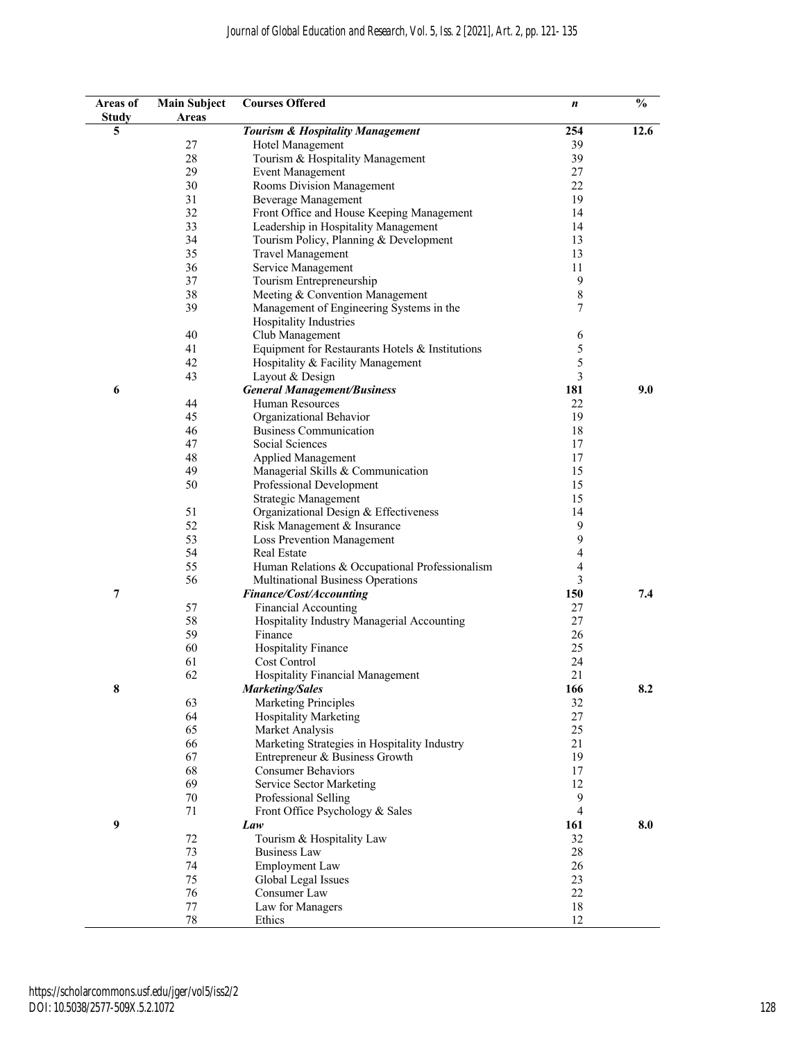| Areas of Study | Main Subject Areas | Courses Offered | *n* | % |
|---|---|---|---|---|
| **5** | | ***Tourism & Hospitality Management*** | **254** | **12.6** |
| | 27 | Hotel Management | 39 | |
| | 28 | Tourism & Hospitality Management | 39 | |
| | 29 | Event Management | 27 | |
| | 30 | Rooms Division Management | 22 | |
| | 31 | Beverage Management | 19 | |
| | 32 | Front Office and House Keeping Management | 14 | |
| | 33 | Leadership in Hospitality Management | 14 | |
| | 34 | Tourism Policy, Planning & Development | 13 | |
| | 35 | Travel Management | 13 | |
| | 36 | Service Management | 11 | |
| | 37 | Tourism Entrepreneurship | 9 | |
| | 38 | Meeting & Convention Management | 8 | |
| | 39 | Management of Engineering Systems in the Hospitality Industries | 7 | |
| | 40 | Club Management | 6 | |
| | 41 | Equipment for Restaurants Hotels & Institutions | 5 | |
| | 42 | Hospitality & Facility Management | 5 | |
| | 43 | Layout & Design | 3 | |
| **6** | | ***General Management/Business*** | **181** | **9.0** |
| | 44 | Human Resources | 22 | |
| | 45 | Organizational Behavior | 19 | |
| | 46 | Business Communication | 18 | |
| | 47 | Social Sciences | 17 | |
| | 48 | Applied Management | 17 | |
| | 49 | Managerial Skills & Communication | 15 | |
| | 50 | Professional Development | 15 | |
| | | Strategic Management | 15 | |
| | 51 | Organizational Design & Effectiveness | 14 | |
| | 52 | Risk Management & Insurance | 9 | |
| | 53 | Loss Prevention Management | 9 | |
| | 54 | Real Estate | 4 | |
| | 55 | Human Relations & Occupational Professionalism | 4 | |
| | 56 | Multinational Business Operations | 3 | |
| **7** | | ***Finance/Cost/Accounting*** | **150** | **7.4** |
| | 57 | Financial Accounting | 27 | |
| | 58 | Hospitality Industry Managerial Accounting | 27 | |
| | 59 | Finance | 26 | |
| | 60 | Hospitality Finance | 25 | |
| | 61 | Cost Control | 24 | |
| | 62 | Hospitality Financial Management | 21 | |
| **8** | | ***Marketing/Sales*** | **166** | **8.2** |
| | 63 | Marketing Principles | 32 | |
| | 64 | Hospitality Marketing | 27 | |
| | 65 | Market Analysis | 25 | |
| | 66 | Marketing Strategies in Hospitality Industry | 21 | |
| | 67 | Entrepreneur & Business Growth | 19 | |
| | 68 | Consumer Behaviors | 17 | |
| | 69 | Service Sector Marketing | 12 | |
| | 70 | Professional Selling | 9 | |
| | 71 | Front Office Psychology & Sales | 4 | |
| **9** | | ***Law*** | **161** | **8.0** |
| | 72 | Tourism & Hospitality Law | 32 | |
| | 73 | Business Law | 28 | |
| | 74 | Employment Law | 26 | |
| | 75 | Global Legal Issues | 23 | |
| | 76 | Consumer Law | 22 | |
| | 77 | Law for Managers | 18 | |
| | 78 | Ethics | 12 | |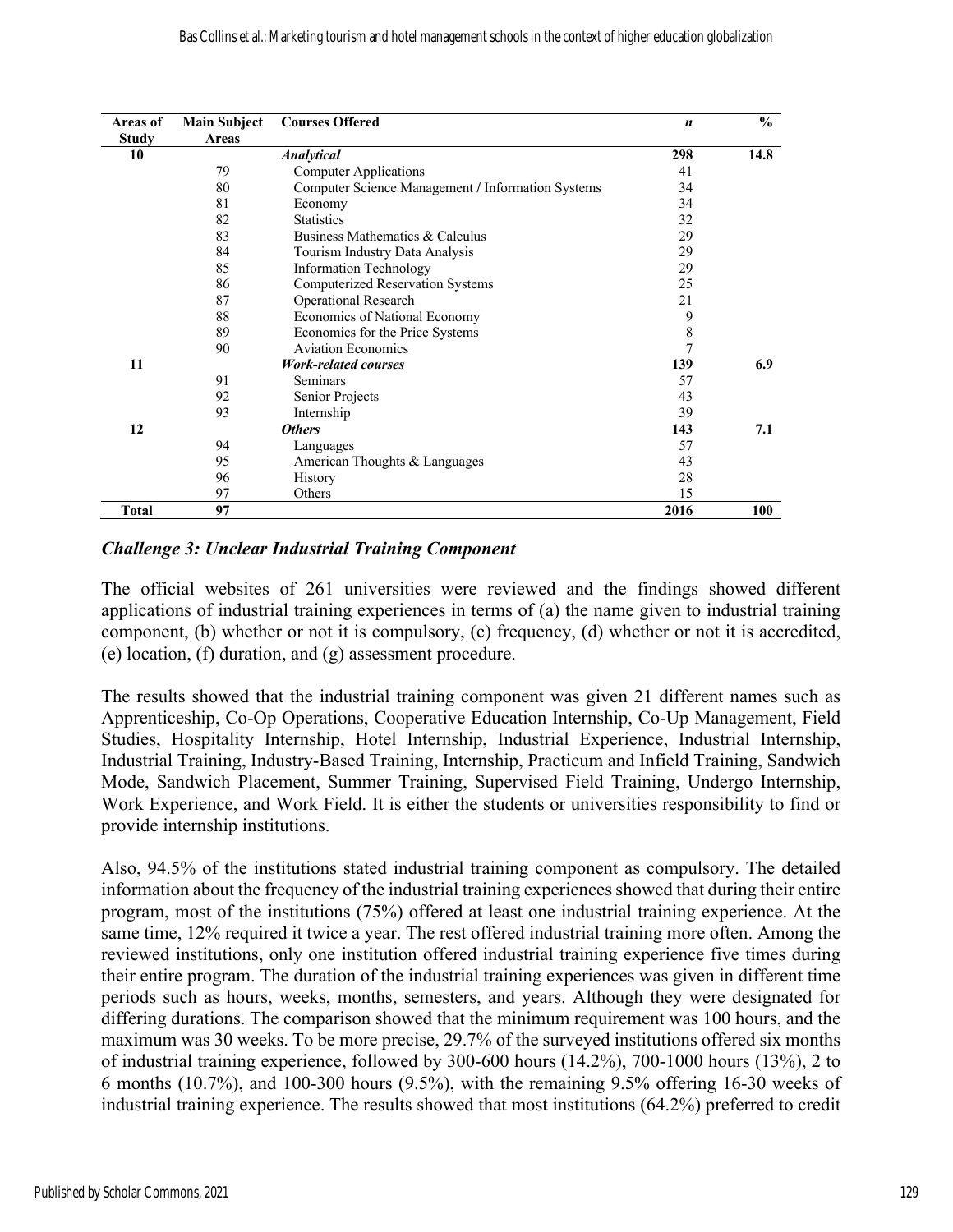| Areas of Study | Main Subject Areas | Courses Offered | *n* | % |
|---|---|---|---|---|
| **10** | | ***Analytical*** | **298** | **14.8** |
| | 79 | Computer Applications | 41 | |
| | 80 | Computer Science Management / Information Systems | 34 | |
| | 81 | Economy | 34 | |
| | 82 | Statistics | 32 | |
| | 83 | Business Mathematics & Calculus | 29 | |
| | 84 | Tourism Industry Data Analysis | 29 | |
| | 85 | Information Technology | 29 | |
| | 86 | Computerized Reservation Systems | 25 | |
| | 87 | Operational Research | 21 | |
| | 88 | Economics of National Economy | 9 | |
| | 89 | Economics for the Price Systems | 8 | |
| | 90 | Aviation Economics | 7 | |
| **11** | | ***Work-related courses*** | **139** | **6.9** |
| | 91 | Seminars | 57 | |
| | 92 | Senior Projects | 43 | |
| | 93 | Internship | 39 | |
| **12** | | ***Others*** | **143** | **7.1** |
| | 94 | Languages | 57 | |
| | 95 | American Thoughts & Languages | 43 | |
| | 96 | History | 28 | |
| | 97 | Others | 15 | |
| **Total** | **97** | | **2016** | **100** |

### *Challenge 3: Unclear Industrial Training Component*

The official websites of 261 universities were reviewed and the findings showed different applications of industrial training experiences in terms of (a) the name given to industrial training component, (b) whether or not it is compulsory, (c) frequency, (d) whether or not it is accredited, (e) location, (f) duration, and (g) assessment procedure.

The results showed that the industrial training component was given 21 different names such as Apprenticeship, Co-Op Operations, Cooperative Education Internship, Co-Up Management, Field Studies, Hospitality Internship, Hotel Internship, Industrial Experience, Industrial Internship, Industrial Training, Industry-Based Training, Internship, Practicum and Infield Training, Sandwich Mode, Sandwich Placement, Summer Training, Supervised Field Training, Undergo Internship, Work Experience, and Work Field. It is either the students or universities responsibility to find or provide internship institutions.

Also, 94.5% of the institutions stated industrial training component as compulsory. The detailed information about the frequency of the industrial training experiences showed that during their entire program, most of the institutions (75%) offered at least one industrial training experience. At the same time, 12% required it twice a year. The rest offered industrial training more often. Among the reviewed institutions, only one institution offered industrial training experience five times during their entire program. The duration of the industrial training experiences was given in different time periods such as hours, weeks, months, semesters, and years. Although they were designated for differing durations. The comparison showed that the minimum requirement was 100 hours, and the maximum was 30 weeks. To be more precise, 29.7% of the surveyed institutions offered six months of industrial training experience, followed by 300-600 hours (14.2%), 700-1000 hours (13%), 2 to 6 months (10.7%), and 100-300 hours (9.5%), with the remaining 9.5% offering 16-30 weeks of industrial training experience. The results showed that most institutions (64.2%) preferred to credit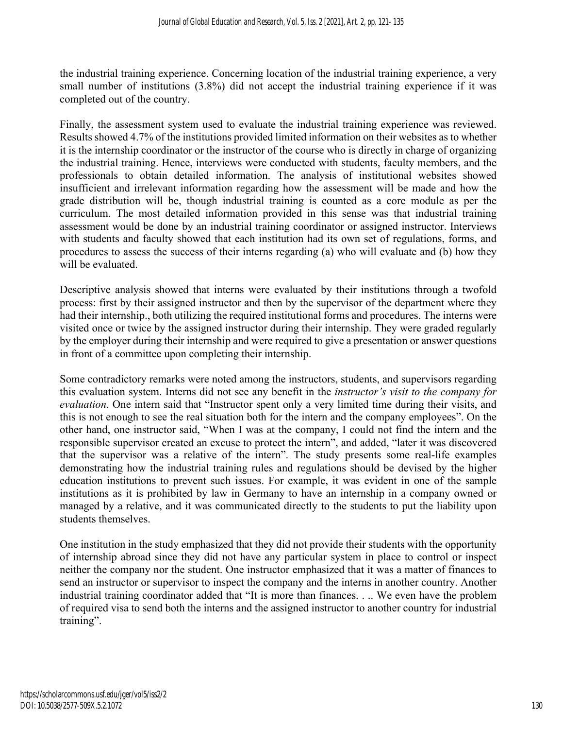the industrial training experience. Concerning location of the industrial training experience, a very small number of institutions (3.8%) did not accept the industrial training experience if it was completed out of the country.

Finally, the assessment system used to evaluate the industrial training experience was reviewed. Results showed 4.7% of the institutions provided limited information on their websites as to whether it is the internship coordinator or the instructor of the course who is directly in charge of organizing the industrial training. Hence, interviews were conducted with students, faculty members, and the professionals to obtain detailed information. The analysis of institutional websites showed insufficient and irrelevant information regarding how the assessment will be made and how the grade distribution will be, though industrial training is counted as a core module as per the curriculum. The most detailed information provided in this sense was that industrial training assessment would be done by an industrial training coordinator or assigned instructor. Interviews with students and faculty showed that each institution had its own set of regulations, forms, and procedures to assess the success of their interns regarding (a) who will evaluate and (b) how they will be evaluated.

Descriptive analysis showed that interns were evaluated by their institutions through a twofold process: first by their assigned instructor and then by the supervisor of the department where they had their internship., both utilizing the required institutional forms and procedures. The interns were visited once or twice by the assigned instructor during their internship. They were graded regularly by the employer during their internship and were required to give a presentation or answer questions in front of a committee upon completing their internship.

Some contradictory remarks were noted among the instructors, students, and supervisors regarding this evaluation system. Interns did not see any benefit in the *instructor's visit to the company for evaluation*. One intern said that "Instructor spent only a very limited time during their visits, and this is not enough to see the real situation both for the intern and the company employees". On the other hand, one instructor said, "When I was at the company, I could not find the intern and the responsible supervisor created an excuse to protect the intern", and added, "later it was discovered that the supervisor was a relative of the intern". The study presents some real-life examples demonstrating how the industrial training rules and regulations should be devised by the higher education institutions to prevent such issues. For example, it was evident in one of the sample institutions as it is prohibited by law in Germany to have an internship in a company owned or managed by a relative, and it was communicated directly to the students to put the liability upon students themselves.

One institution in the study emphasized that they did not provide their students with the opportunity of internship abroad since they did not have any particular system in place to control or inspect neither the company nor the student. One instructor emphasized that it was a matter of finances to send an instructor or supervisor to inspect the company and the interns in another country. Another industrial training coordinator added that "It is more than finances. . .. We even have the problem of required visa to send both the interns and the assigned instructor to another country for industrial training".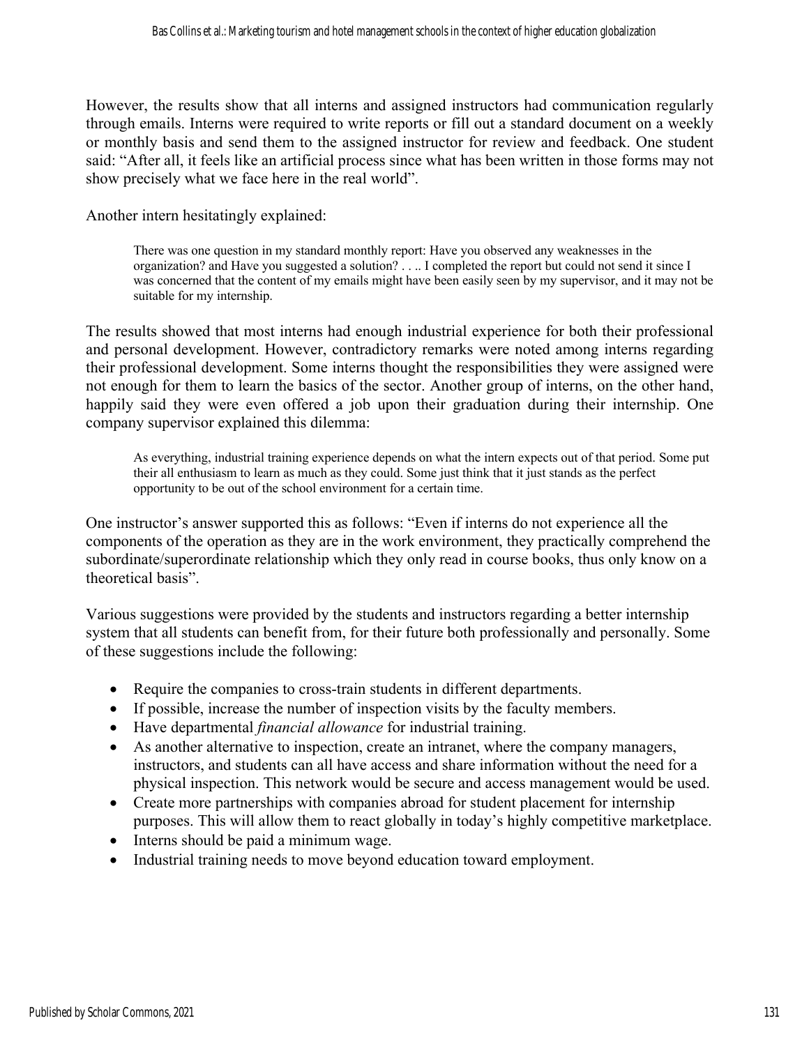However, the results show that all interns and assigned instructors had communication regularly through emails. Interns were required to write reports or fill out a standard document on a weekly or monthly basis and send them to the assigned instructor for review and feedback. One student said: "After all, it feels like an artificial process since what has been written in those forms may not show precisely what we face here in the real world".

Another intern hesitatingly explained:

> There was one question in my standard monthly report: Have you observed any weaknesses in the organization? and Have you suggested a solution? . . .. I completed the report but could not send it since I was concerned that the content of my emails might have been easily seen by my supervisor, and it may not be suitable for my internship.

The results showed that most interns had enough industrial experience for both their professional and personal development. However, contradictory remarks were noted among interns regarding their professional development. Some interns thought the responsibilities they were assigned were not enough for them to learn the basics of the sector. Another group of interns, on the other hand, happily said they were even offered a job upon their graduation during their internship. One company supervisor explained this dilemma:

> As everything, industrial training experience depends on what the intern expects out of that period. Some put their all enthusiasm to learn as much as they could. Some just think that it just stands as the perfect opportunity to be out of the school environment for a certain time.

One instructor's answer supported this as follows: "Even if interns do not experience all the components of the operation as they are in the work environment, they practically comprehend the subordinate/superordinate relationship which they only read in course books, thus only know on a theoretical basis".

Various suggestions were provided by the students and instructors regarding a better internship system that all students can benefit from, for their future both professionally and personally. Some of these suggestions include the following:

- Require the companies to cross-train students in different departments.
- If possible, increase the number of inspection visits by the faculty members.
- Have departmental *financial allowance* for industrial training.
- As another alternative to inspection, create an intranet, where the company managers, instructors, and students can all have access and share information without the need for a physical inspection. This network would be secure and access management would be used.
- Create more partnerships with companies abroad for student placement for internship purposes. This will allow them to react globally in today's highly competitive marketplace.
- Interns should be paid a minimum wage.
- Industrial training needs to move beyond education toward employment.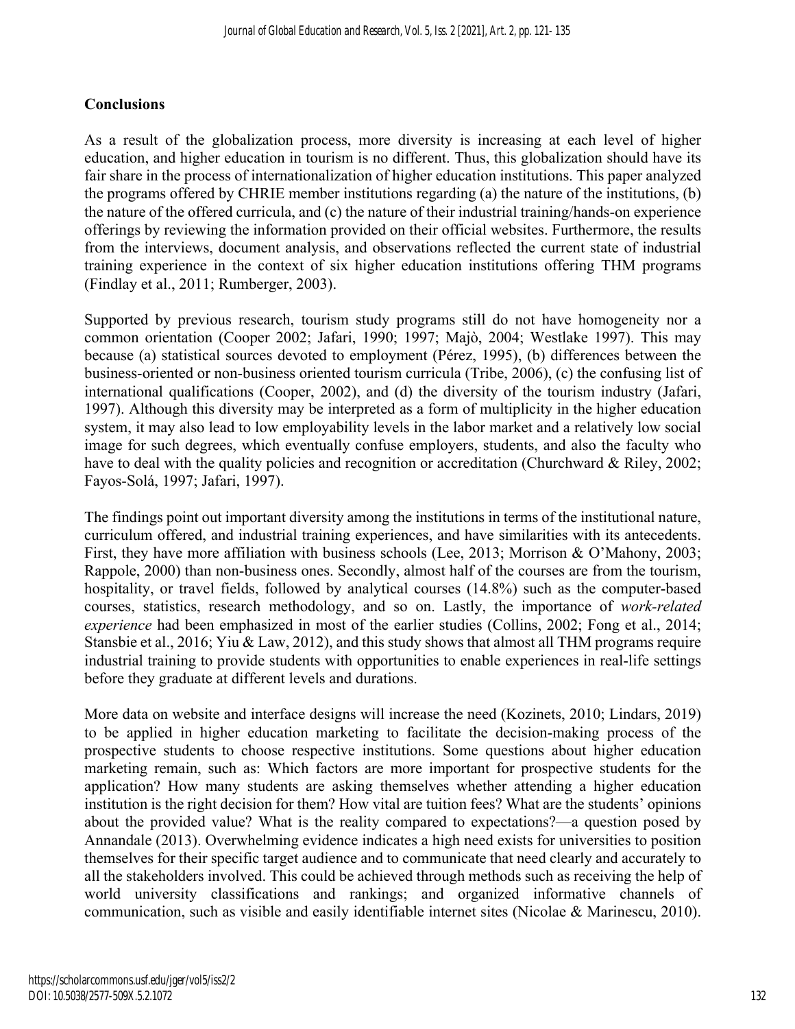## Conclusions

As a result of the globalization process, more diversity is increasing at each level of higher education, and higher education in tourism is no different. Thus, this globalization should have its fair share in the process of internationalization of higher education institutions. This paper analyzed the programs offered by CHRIE member institutions regarding (a) the nature of the institutions, (b) the nature of the offered curricula, and (c) the nature of their industrial training/hands-on experience offerings by reviewing the information provided on their official websites. Furthermore, the results from the interviews, document analysis, and observations reflected the current state of industrial training experience in the context of six higher education institutions offering THM programs (Findlay et al., 2011; Rumberger, 2003).

Supported by previous research, tourism study programs still do not have homogeneity nor a common orientation (Cooper 2002; Jafari, 1990; 1997; Majò, 2004; Westlake 1997). This may because (a) statistical sources devoted to employment (Pérez, 1995), (b) differences between the business-oriented or non-business oriented tourism curricula (Tribe, 2006), (c) the confusing list of international qualifications (Cooper, 2002), and (d) the diversity of the tourism industry (Jafari, 1997). Although this diversity may be interpreted as a form of multiplicity in the higher education system, it may also lead to low employability levels in the labor market and a relatively low social image for such degrees, which eventually confuse employers, students, and also the faculty who have to deal with the quality policies and recognition or accreditation (Churchward & Riley, 2002; Fayos-Solá, 1997; Jafari, 1997).

The findings point out important diversity among the institutions in terms of the institutional nature, curriculum offered, and industrial training experiences, and have similarities with its antecedents. First, they have more affiliation with business schools (Lee, 2013; Morrison & O'Mahony, 2003; Rappole, 2000) than non-business ones. Secondly, almost half of the courses are from the tourism, hospitality, or travel fields, followed by analytical courses (14.8%) such as the computer-based courses, statistics, research methodology, and so on. Lastly, the importance of *work-related experience* had been emphasized in most of the earlier studies (Collins, 2002; Fong et al., 2014; Stansbie et al., 2016; Yiu & Law, 2012), and this study shows that almost all THM programs require industrial training to provide students with opportunities to enable experiences in real-life settings before they graduate at different levels and durations.

More data on website and interface designs will increase the need (Kozinets, 2010; Lindars, 2019) to be applied in higher education marketing to facilitate the decision-making process of the prospective students to choose respective institutions. Some questions about higher education marketing remain, such as: Which factors are more important for prospective students for the application? How many students are asking themselves whether attending a higher education institution is the right decision for them? How vital are tuition fees? What are the students' opinions about the provided value? What is the reality compared to expectations?—a question posed by Annandale (2013). Overwhelming evidence indicates a high need exists for universities to position themselves for their specific target audience and to communicate that need clearly and accurately to all the stakeholders involved. This could be achieved through methods such as receiving the help of world university classifications and rankings; and organized informative channels of communication, such as visible and easily identifiable internet sites (Nicolae & Marinescu, 2010).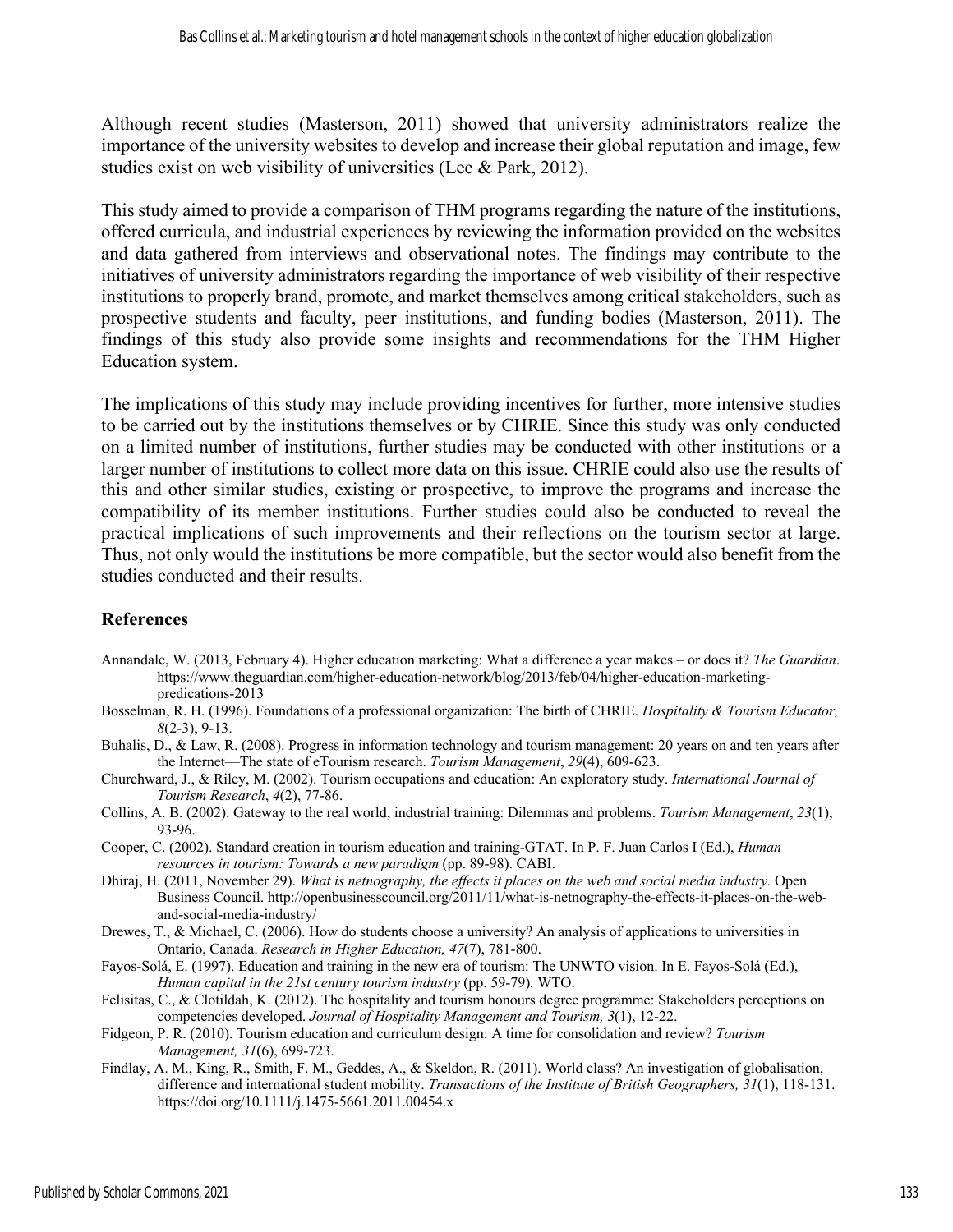Although recent studies (Masterson, 2011) showed that university administrators realize the importance of the university websites to develop and increase their global reputation and image, few studies exist on web visibility of universities (Lee & Park, 2012).

This study aimed to provide a comparison of THM programs regarding the nature of the institutions, offered curricula, and industrial experiences by reviewing the information provided on the websites and data gathered from interviews and observational notes. The findings may contribute to the initiatives of university administrators regarding the importance of web visibility of their respective institutions to properly brand, promote, and market themselves among critical stakeholders, such as prospective students and faculty, peer institutions, and funding bodies (Masterson, 2011). The findings of this study also provide some insights and recommendations for the THM Higher Education system.

The implications of this study may include providing incentives for further, more intensive studies to be carried out by the institutions themselves or by CHRIE. Since this study was only conducted on a limited number of institutions, further studies may be conducted with other institutions or a larger number of institutions to collect more data on this issue. CHRIE could also use the results of this and other similar studies, existing or prospective, to improve the programs and increase the compatibility of its member institutions. Further studies could also be conducted to reveal the practical implications of such improvements and their reflections on the tourism sector at large. Thus, not only would the institutions be more compatible, but the sector would also benefit from the studies conducted and their results.

## References

Annandale, W. (2013, February 4). Higher education marketing: What a difference a year makes – or does it? *The Guardian*. https://www.theguardian.com/higher-education-network/blog/2013/feb/04/higher-education-marketing-predications-2013

Bosselman, R. H. (1996). Foundations of a professional organization: The birth of CHRIE. *Hospitality & Tourism Educator, 8*(2-3), 9-13.

Buhalis, D., & Law, R. (2008). Progress in information technology and tourism management: 20 years on and ten years after the Internet—The state of eTourism research. *Tourism Management*, *29*(4), 609-623.

Churchward, J., & Riley, M. (2002). Tourism occupations and education: An exploratory study. *International Journal of Tourism Research*, *4*(2), 77-86.

Collins, A. B. (2002). Gateway to the real world, industrial training: Dilemmas and problems. *Tourism Management*, *23*(1), 93-96.

Cooper, C. (2002). Standard creation in tourism education and training-GTAT. In P. F. Juan Carlos I (Ed.), *Human resources in tourism: Towards a new paradigm* (pp. 89-98). CABI.

Dhiraj, H. (2011, November 29). *What is netnography, the effects it places on the web and social media industry.* Open Business Council. http://openbusinesscouncil.org/2011/11/what-is-netnography-the-effects-it-places-on-the-web-and-social-media-industry/

Drewes, T., & Michael, C. (2006). How do students choose a university? An analysis of applications to universities in Ontario, Canada. *Research in Higher Education, 47*(7), 781-800.

Fayos-Solá, E. (1997). Education and training in the new era of tourism: The UNWTO vision. In E. Fayos-Solá (Ed.), *Human capital in the 21st century tourism industry* (pp. 59-79)*.* WTO.

Felisitas, C., & Clotildah, K. (2012). The hospitality and tourism honours degree programme: Stakeholders perceptions on competencies developed. *Journal of Hospitality Management and Tourism, 3*(1), 12-22.

Fidgeon, P. R. (2010). Tourism education and curriculum design: A time for consolidation and review? *Tourism Management, 31*(6), 699-723.

Findlay, A. M., King, R., Smith, F. M., Geddes, A., & Skeldon, R. (2011). World class? An investigation of globalisation, difference and international student mobility. *Transactions of the Institute of British Geographers, 31*(1), 118-131. https://doi.org/10.1111/j.1475-5661.2011.00454.x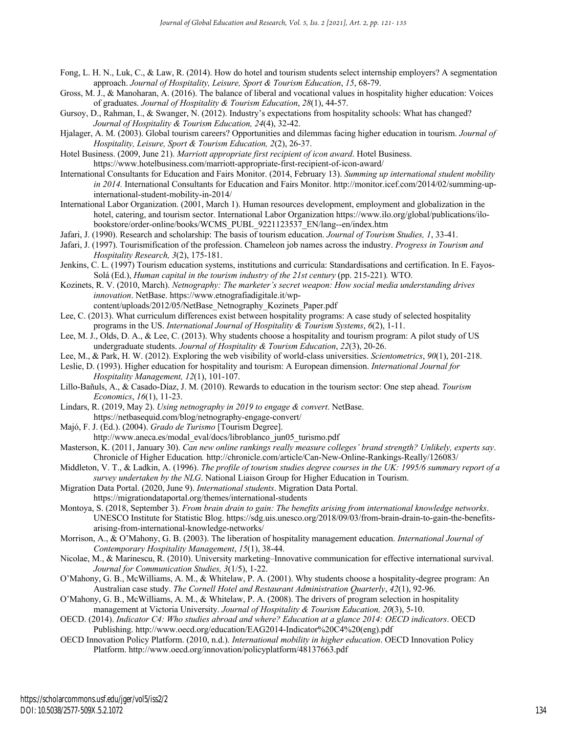Fong, L. H. N., Luk, C., & Law, R. (2014). How do hotel and tourism students select internship employers? A segmentation approach. *Journal of Hospitality, Leisure, Sport & Tourism Education*, *15*, 68-79.

Gross, M. J., & Manoharan, A. (2016). The balance of liberal and vocational values in hospitality higher education: Voices of graduates. *Journal of Hospitality & Tourism Education*, *28*(1), 44-57.

Gursoy, D., Rahman, I., & Swanger, N. (2012). Industry's expectations from hospitality schools: What has changed? *Journal of Hospitality & Tourism Education, 24*(4), 32-42.

Hjalager, A. M. (2003). Global tourism careers? Opportunities and dilemmas facing higher education in tourism. *Journal of Hospitality, Leisure, Sport & Tourism Education, 2*(2), 26-37.

Hotel Business. (2009, June 21). *Marriott appropriate first recipient of icon award*. Hotel Business. https://www.hotelbusiness.com/marriott-appropriate-first-recipient-of-icon-award/

International Consultants for Education and Fairs Monitor. (2014, February 13). *Summing up international student mobility in 2014.* International Consultants for Education and Fairs Monitor. http://monitor.icef.com/2014/02/summing-up-international-student-mobility-in-2014/

International Labor Organization. (2001, March 1). Human resources development, employment and globalization in the hotel, catering, and tourism sector. International Labor Organization https://www.ilo.org/global/publications/ilo-bookstore/order-online/books/WCMS_PUBL_9221123537_EN/lang--en/index.htm

Jafari, J. (1990). Research and scholarship: The basis of tourism education. *Journal of Tourism Studies, 1*, 33-41.

Jafari, J. (1997). Tourismification of the profession. Chameleon job names across the industry. *Progress in Tourism and Hospitality Research, 3*(2), 175-181.

Jenkins, C. L. (1997) Tourism education systems, institutions and curricula: Standardisations and certification. In E. Fayos-Solá (Ed.), *Human capital in the tourism industry of the 21st century* (pp. 215-221)*.* WTO.

Kozinets, R. V. (2010, March). *Netnography: The marketer's secret weapon: How social media understanding drives innovation*. NetBase. https://www.etnografiadigitale.it/wp-content/uploads/2012/05/NetBase_Netnography_Kozinets_Paper.pdf

Lee, C. (2013). What curriculum differences exist between hospitality programs: A case study of selected hospitality programs in the US. *International Journal of Hospitality & Tourism Systems*, *6*(2), 1-11.

Lee, M. J., Olds, D. A., & Lee, C. (2013). Why students choose a hospitality and tourism program: A pilot study of US undergraduate students. *Journal of Hospitality & Tourism Education*, *22*(3), 20-26.

Lee, M., & Park, H. W. (2012). Exploring the web visibility of world-class universities. *Scientometrics*, *90*(1), 201-218.

Leslie, D. (1993). Higher education for hospitality and tourism: A European dimension. *International Journal for Hospitality Management, 12*(1), 101-107.

Lillo-Bañuls, A., & Casado-Díaz, J. M. (2010). Rewards to education in the tourism sector: One step ahead. *Tourism Economics*, *16*(1), 11-23.

Lindars, R. (2019, May 2). *Using netnography in 2019 to engage & convert*. NetBase. https://netbasequid.com/blog/netnography-engage-convert/

Majó, F. J. (Ed.). (2004). *Grado de Turismo* [Tourism Degree]. http://www.aneca.es/modal_eval/docs/libroblanco_jun05_turismo.pdf

Masterson, K. (2011, January 30). *Can new online rankings really measure colleges' brand strength? Unlikely, experts say*. Chronicle of Higher Education*.* http://chronicle.com/article/Can-New-Online-Rankings-Really/126083/

Middleton, V. T., & Ladkin, A. (1996). *The profile of tourism studies degree courses in the UK: 1995/6 summary report of a survey undertaken by the NLG*. National Liaison Group for Higher Education in Tourism.

Migration Data Portal. (2020, June 9). *International students*. Migration Data Portal. https://migrationdataportal.org/themes/international-students

Montoya, S. (2018, September 3). *From brain drain to gain: The benefits arising from international knowledge networks*. UNESCO Institute for Statistic Blog. https://sdg.uis.unesco.org/2018/09/03/from-brain-drain-to-gain-the-benefits-arising-from-international-knowledge-networks/

Morrison, A., & O'Mahony, G. B. (2003). The liberation of hospitality management education. *International Journal of Contemporary Hospitality Management*, *15*(1), 38-44.

Nicolae, M., & Marinescu, R. (2010). University marketing–Innovative communication for effective international survival. *Journal for Communication Studies, 3*(1/5), 1-22.

O'Mahony, G. B., McWilliams, A. M., & Whitelaw, P. A. (2001). Why students choose a hospitality-degree program: An Australian case study. *The Cornell Hotel and Restaurant Administration Quarterly*, *42*(1), 92-96.

O'Mahony, G. B., McWilliams, A. M., & Whitelaw, P. A. (2008). The drivers of program selection in hospitality management at Victoria University. *Journal of Hospitality & Tourism Education, 20*(3), 5-10.

OECD. (2014). *Indicator C4: Who studies abroad and where? Education at a glance 2014: OECD indicators*. OECD Publishing. http://www.oecd.org/education/EAG2014-Indicator%20C4%20(eng).pdf

OECD Innovation Policy Platform. (2010, n.d.). *International mobility in higher education*. OECD Innovation Policy Platform. http://www.oecd.org/innovation/policyplatform/48137663.pdf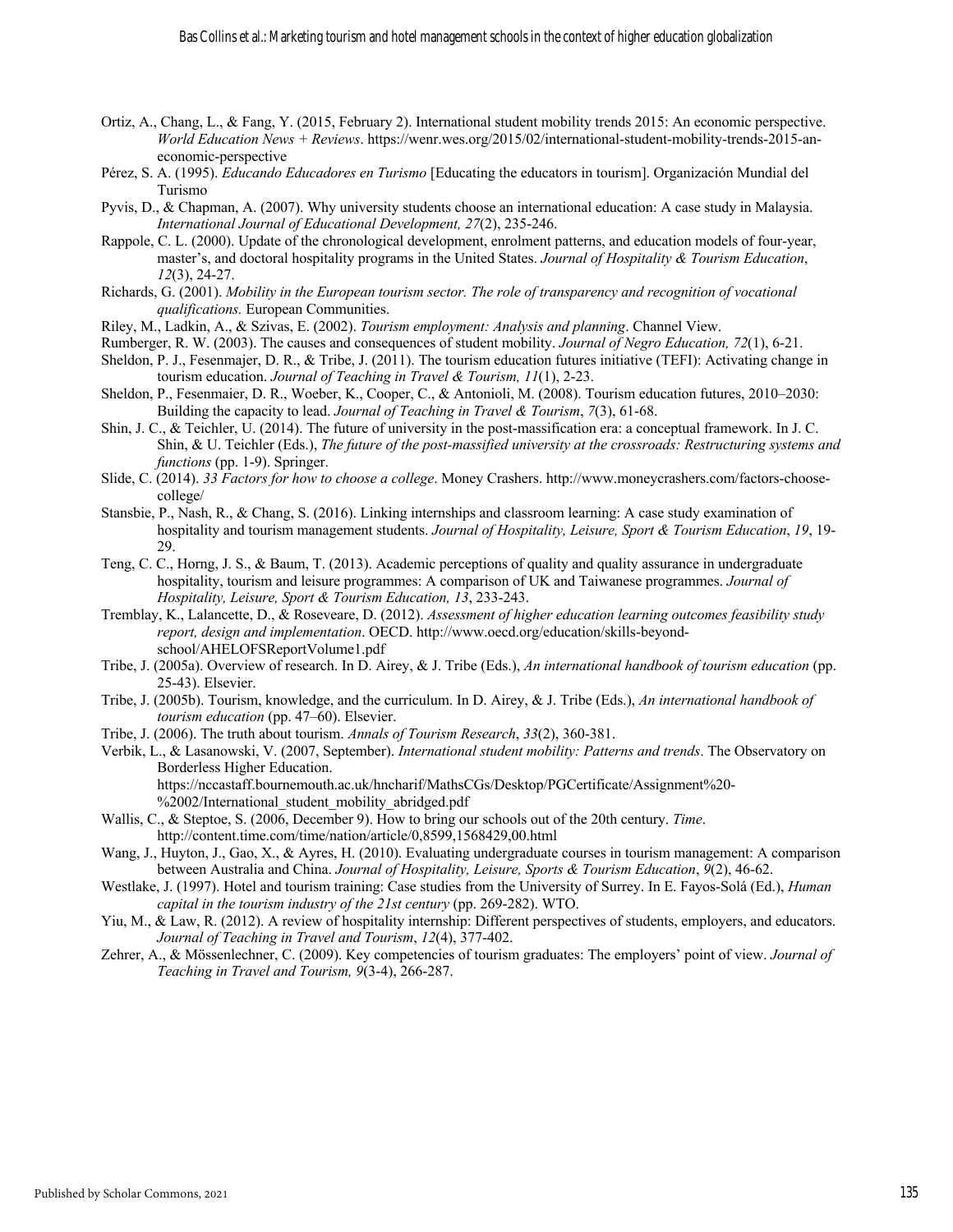Ortiz, A., Chang, L., & Fang, Y. (2015, February 2). International student mobility trends 2015: An economic perspective. *World Education News + Reviews*. https://wenr.wes.org/2015/02/international-student-mobility-trends-2015-an-economic-perspective

Pérez, S. A. (1995). *Educando Educadores en Turismo* [Educating the educators in tourism]. Organización Mundial del Turismo

Pyvis, D., & Chapman, A. (2007). Why university students choose an international education: A case study in Malaysia. *International Journal of Educational Development, 27*(2), 235-246.

Rappole, C. L. (2000). Update of the chronological development, enrolment patterns, and education models of four-year, master's, and doctoral hospitality programs in the United States. *Journal of Hospitality & Tourism Education*, *12*(3), 24-27.

Richards, G. (2001). *Mobility in the European tourism sector. The role of transparency and recognition of vocational qualifications.* European Communities.

Riley, M., Ladkin, A., & Szivas, E. (2002). *Tourism employment: Analysis and planning*. Channel View.

Rumberger, R. W. (2003). The causes and consequences of student mobility. *Journal of Negro Education, 72*(1), 6-21.

Sheldon, P. J., Fesenmajer, D. R., & Tribe, J. (2011). The tourism education futures initiative (TEFI): Activating change in tourism education. *Journal of Teaching in Travel & Tourism, 11*(1), 2-23.

Sheldon, P., Fesenmaier, D. R., Woeber, K., Cooper, C., & Antonioli, M. (2008). Tourism education futures, 2010–2030: Building the capacity to lead. *Journal of Teaching in Travel & Tourism*, *7*(3), 61-68.

Shin, J. C., & Teichler, U. (2014). The future of university in the post-massification era: a conceptual framework. In J. C. Shin, & U. Teichler (Eds.), *The future of the post-massified university at the crossroads: Restructuring systems and functions* (pp. 1-9). Springer.

Slide, C. (2014). *33 Factors for how to choose a college*. Money Crashers. http://www.moneycrashers.com/factors-choose-college/

Stansbie, P., Nash, R., & Chang, S. (2016). Linking internships and classroom learning: A case study examination of hospitality and tourism management students. *Journal of Hospitality, Leisure, Sport & Tourism Education*, *19*, 19-29.

Teng, C. C., Horng, J. S., & Baum, T. (2013). Academic perceptions of quality and quality assurance in undergraduate hospitality, tourism and leisure programmes: A comparison of UK and Taiwanese programmes. *Journal of Hospitality, Leisure, Sport & Tourism Education, 13*, 233-243.

Tremblay, K., Lalancette, D., & Roseveare, D. (2012). *Assessment of higher education learning outcomes feasibility study report, design and implementation*. OECD. http://www.oecd.org/education/skills-beyond-school/AHELOFSReportVolume1.pdf

Tribe, J. (2005a). Overview of research. In D. Airey, & J. Tribe (Eds.), *An international handbook of tourism education* (pp. 25-43). Elsevier.

Tribe, J. (2005b). Tourism, knowledge, and the curriculum. In D. Airey, & J. Tribe (Eds.), *An international handbook of tourism education* (pp. 47–60). Elsevier.

Tribe, J. (2006). The truth about tourism. *Annals of Tourism Research*, *33*(2), 360-381.

Verbik, L., & Lasanowski, V. (2007, September). *International student mobility: Patterns and trends*. The Observatory on Borderless Higher Education. https://nccastaff.bournemouth.ac.uk/hncharif/MathsCGs/Desktop/PGCertificate/Assignment%20-%2002/International_student_mobility_abridged.pdf

Wallis, C., & Steptoe, S. (2006, December 9). How to bring our schools out of the 20th century. *Time*. http://content.time.com/time/nation/article/0,8599,1568429,00.html

Wang, J., Huyton, J., Gao, X., & Ayres, H. (2010). Evaluating undergraduate courses in tourism management: A comparison between Australia and China. *Journal of Hospitality, Leisure, Sports & Tourism Education*, *9*(2), 46-62.

Westlake, J. (1997). Hotel and tourism training: Case studies from the University of Surrey. In E. Fayos-Solá (Ed.), *Human capital in the tourism industry of the 21st century* (pp. 269-282). WTO.

Yiu, M., & Law, R. (2012). A review of hospitality internship: Different perspectives of students, employers, and educators. *Journal of Teaching in Travel and Tourism*, *12*(4), 377-402.

Zehrer, A., & Mössenlechner, C. (2009). Key competencies of tourism graduates: The employers' point of view. *Journal of Teaching in Travel and Tourism, 9*(3-4), 266-287.